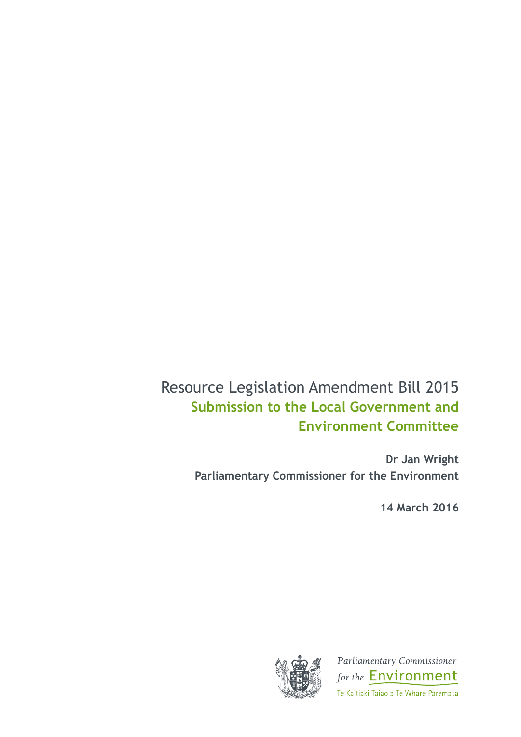# Resource Legislation Amendment Bill 2015

## Submission to the Local Government and Environment Committee

**Dr Jan Wright**
**Parliamentary Commissioner for the Environment**

**14 March 2016**

Parliamentary Commissioner for the Environment
Te Kaitiaki Taiao a Te Whare Pāremata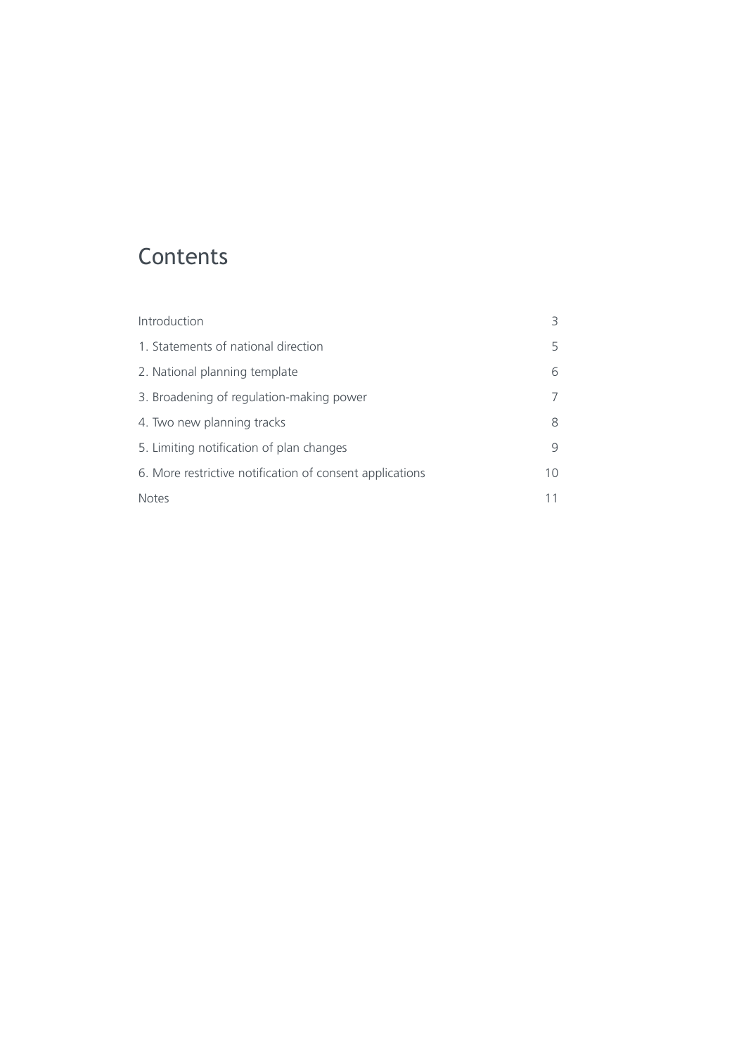# Contents

| | |
|---|---|
| Introduction | 3 |
| 1. Statements of national direction | 5 |
| 2. National planning template | 6 |
| 3. Broadening of regulation-making power | 7 |
| 4. Two new planning tracks | 8 |
| 5. Limiting notification of plan changes | 9 |
| 6. More restrictive notification of consent applications | 10 |
| Notes | 11 |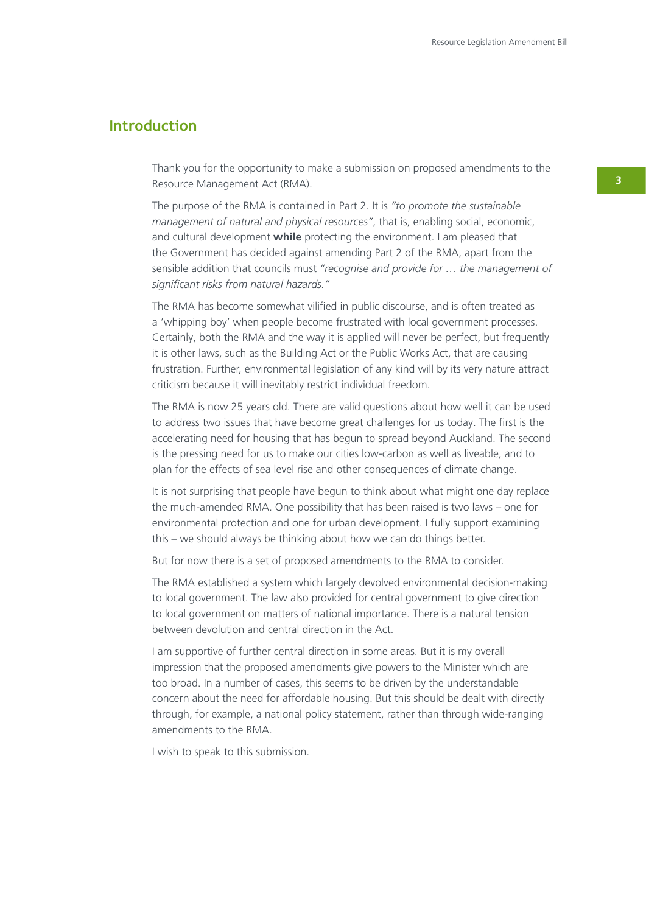## Introduction

Thank you for the opportunity to make a submission on proposed amendments to the Resource Management Act (RMA).

The purpose of the RMA is contained in Part 2. It is *"to promote the sustainable management of natural and physical resources"*, that is, enabling social, economic, and cultural development **while** protecting the environment. I am pleased that the Government has decided against amending Part 2 of the RMA, apart from the sensible addition that councils must *"recognise and provide for … the management of significant risks from natural hazards."*

The RMA has become somewhat vilified in public discourse, and is often treated as a 'whipping boy' when people become frustrated with local government processes. Certainly, both the RMA and the way it is applied will never be perfect, but frequently it is other laws, such as the Building Act or the Public Works Act, that are causing frustration. Further, environmental legislation of any kind will by its very nature attract criticism because it will inevitably restrict individual freedom.

The RMA is now 25 years old. There are valid questions about how well it can be used to address two issues that have become great challenges for us today. The first is the accelerating need for housing that has begun to spread beyond Auckland. The second is the pressing need for us to make our cities low-carbon as well as liveable, and to plan for the effects of sea level rise and other consequences of climate change.

It is not surprising that people have begun to think about what might one day replace the much-amended RMA. One possibility that has been raised is two laws – one for environmental protection and one for urban development. I fully support examining this – we should always be thinking about how we can do things better.

But for now there is a set of proposed amendments to the RMA to consider.

The RMA established a system which largely devolved environmental decision-making to local government. The law also provided for central government to give direction to local government on matters of national importance. There is a natural tension between devolution and central direction in the Act.

I am supportive of further central direction in some areas. But it is my overall impression that the proposed amendments give powers to the Minister which are too broad. In a number of cases, this seems to be driven by the understandable concern about the need for affordable housing. But this should be dealt with directly through, for example, a national policy statement, rather than through wide-ranging amendments to the RMA.

I wish to speak to this submission.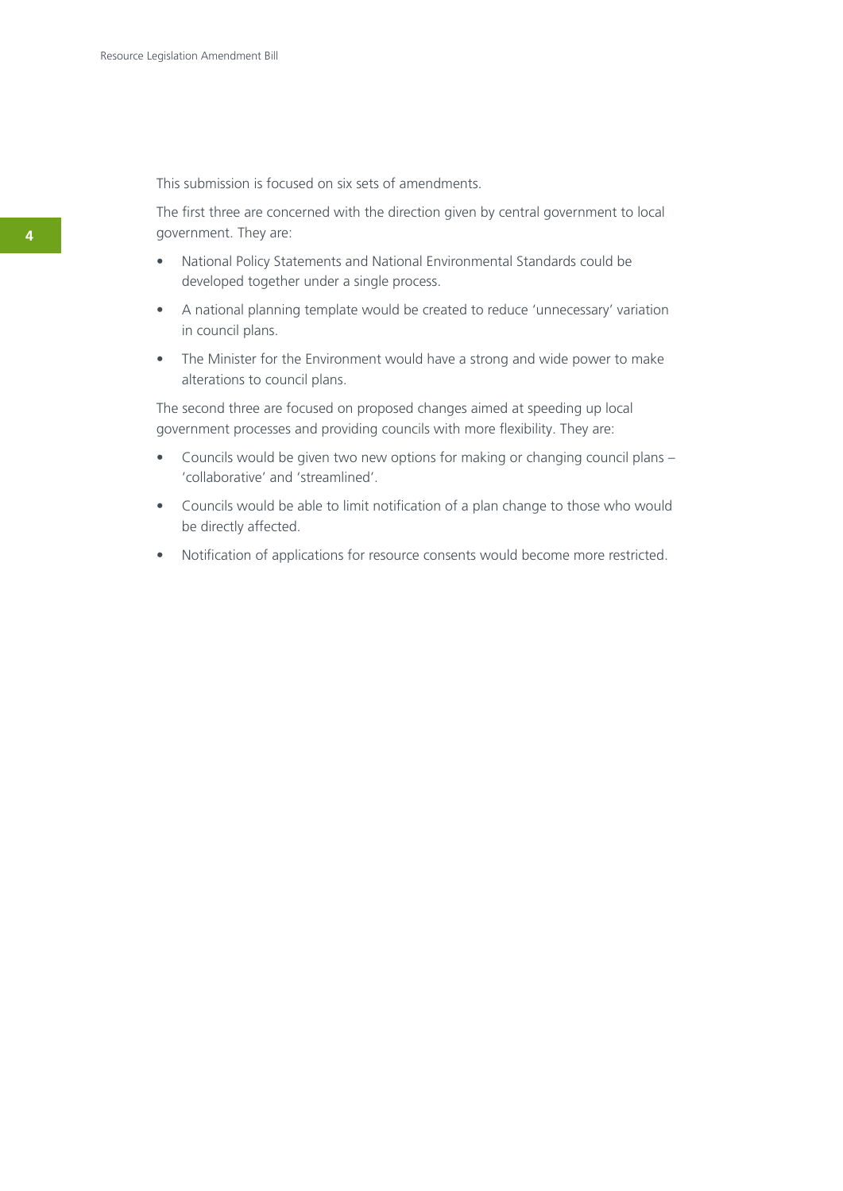This submission is focused on six sets of amendments.

The first three are concerned with the direction given by central government to local government. They are:

- National Policy Statements and National Environmental Standards could be developed together under a single process.
- A national planning template would be created to reduce 'unnecessary' variation in council plans.
- The Minister for the Environment would have a strong and wide power to make alterations to council plans.

The second three are focused on proposed changes aimed at speeding up local government processes and providing councils with more flexibility. They are:

- Councils would be given two new options for making or changing council plans – 'collaborative' and 'streamlined'.
- Councils would be able to limit notification of a plan change to those who would be directly affected.
- Notification of applications for resource consents would become more restricted.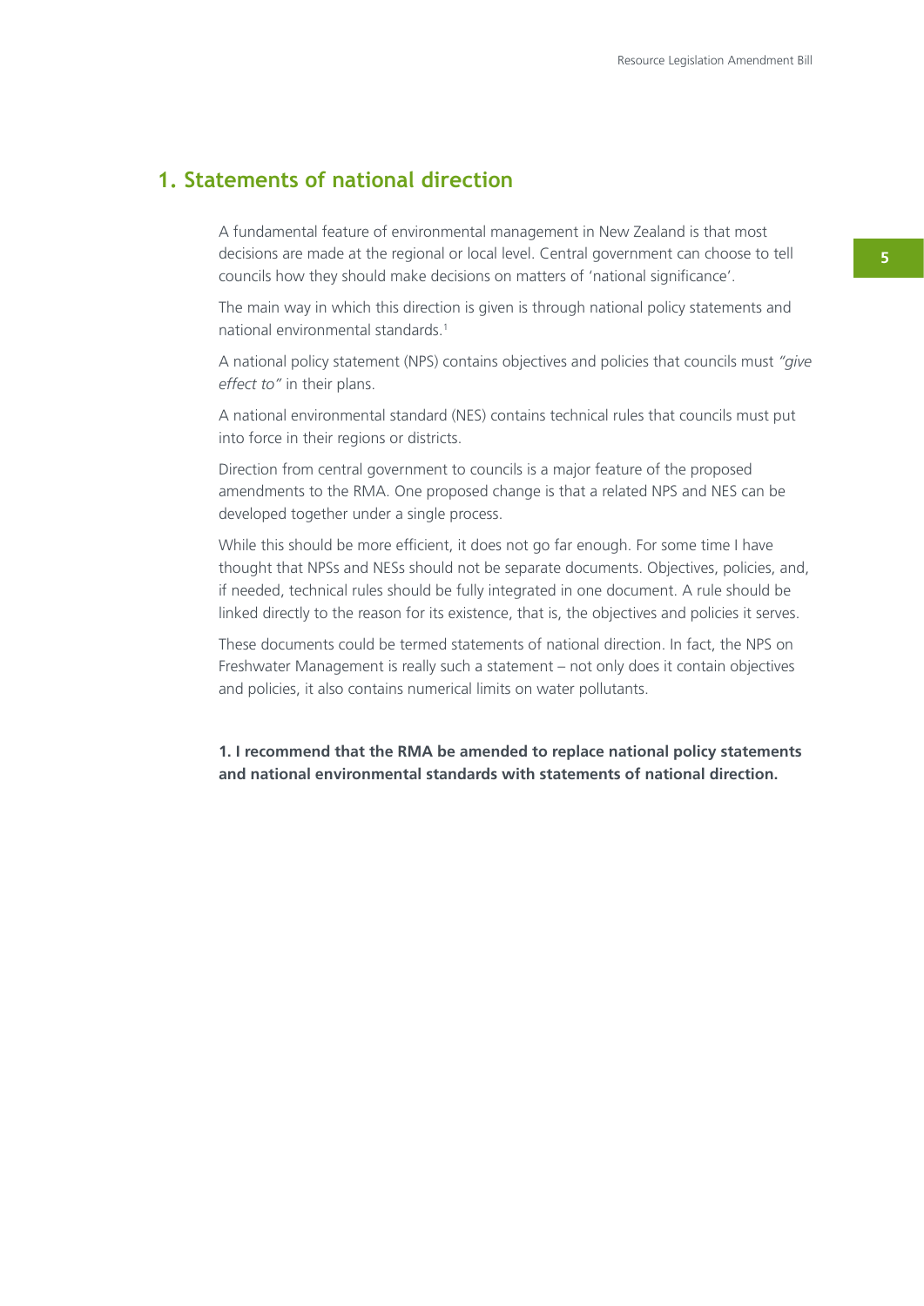## 1. Statements of national direction

A fundamental feature of environmental management in New Zealand is that most decisions are made at the regional or local level. Central government can choose to tell councils how they should make decisions on matters of 'national significance'.

The main way in which this direction is given is through national policy statements and national environmental standards.[1]

A national policy statement (NPS) contains objectives and policies that councils must *"give effect to"* in their plans.

A national environmental standard (NES) contains technical rules that councils must put into force in their regions or districts.

Direction from central government to councils is a major feature of the proposed amendments to the RMA. One proposed change is that a related NPS and NES can be developed together under a single process.

While this should be more efficient, it does not go far enough. For some time I have thought that NPSs and NESs should not be separate documents. Objectives, policies, and, if needed, technical rules should be fully integrated in one document. A rule should be linked directly to the reason for its existence, that is, the objectives and policies it serves.

These documents could be termed statements of national direction. In fact, the NPS on Freshwater Management is really such a statement – not only does it contain objectives and policies, it also contains numerical limits on water pollutants.

**1. I recommend that the RMA be amended to replace national policy statements and national environmental standards with statements of national direction.**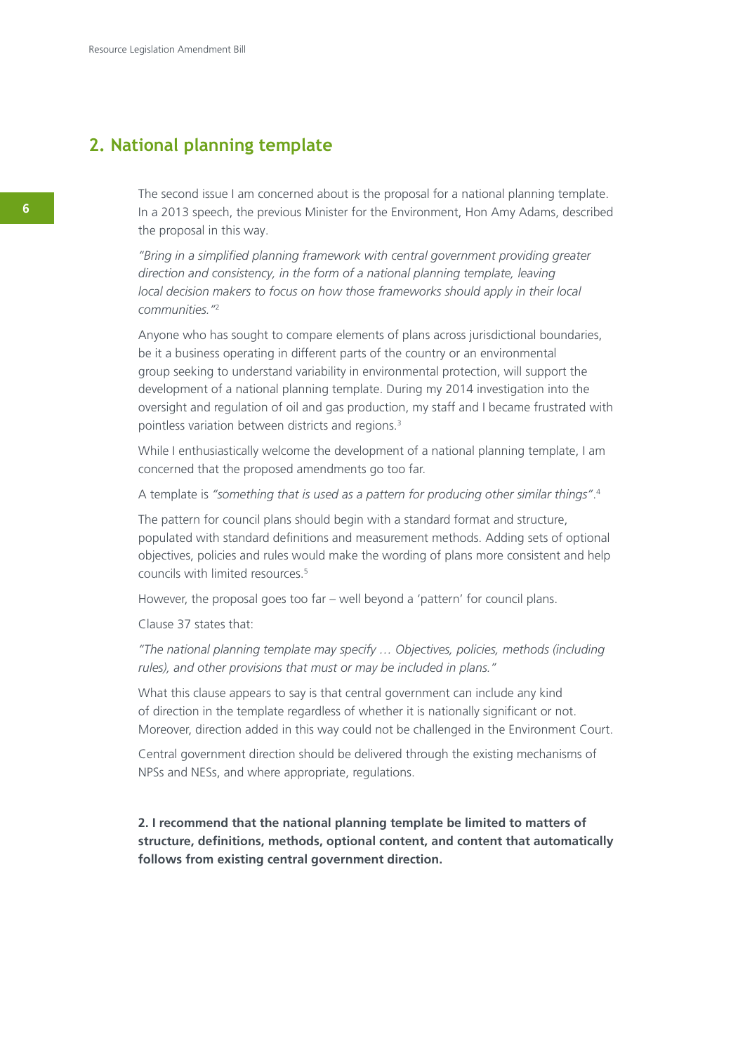## 2. National planning template

The second issue I am concerned about is the proposal for a national planning template. In a 2013 speech, the previous Minister for the Environment, Hon Amy Adams, described the proposal in this way.

*"Bring in a simplified planning framework with central government providing greater direction and consistency, in the form of a national planning template, leaving local decision makers to focus on how those frameworks should apply in their local communities."*[2]

Anyone who has sought to compare elements of plans across jurisdictional boundaries, be it a business operating in different parts of the country or an environmental group seeking to understand variability in environmental protection, will support the development of a national planning template. During my 2014 investigation into the oversight and regulation of oil and gas production, my staff and I became frustrated with pointless variation between districts and regions.[3]

While I enthusiastically welcome the development of a national planning template, I am concerned that the proposed amendments go too far.

A template is *"something that is used as a pattern for producing other similar things"*.[4]

The pattern for council plans should begin with a standard format and structure, populated with standard definitions and measurement methods. Adding sets of optional objectives, policies and rules would make the wording of plans more consistent and help councils with limited resources.[5]

However, the proposal goes too far – well beyond a 'pattern' for council plans.

Clause 37 states that:

*"The national planning template may specify … Objectives, policies, methods (including rules), and other provisions that must or may be included in plans."*

What this clause appears to say is that central government can include any kind of direction in the template regardless of whether it is nationally significant or not. Moreover, direction added in this way could not be challenged in the Environment Court.

Central government direction should be delivered through the existing mechanisms of NPSs and NESs, and where appropriate, regulations.

**2. I recommend that the national planning template be limited to matters of structure, definitions, methods, optional content, and content that automatically follows from existing central government direction.**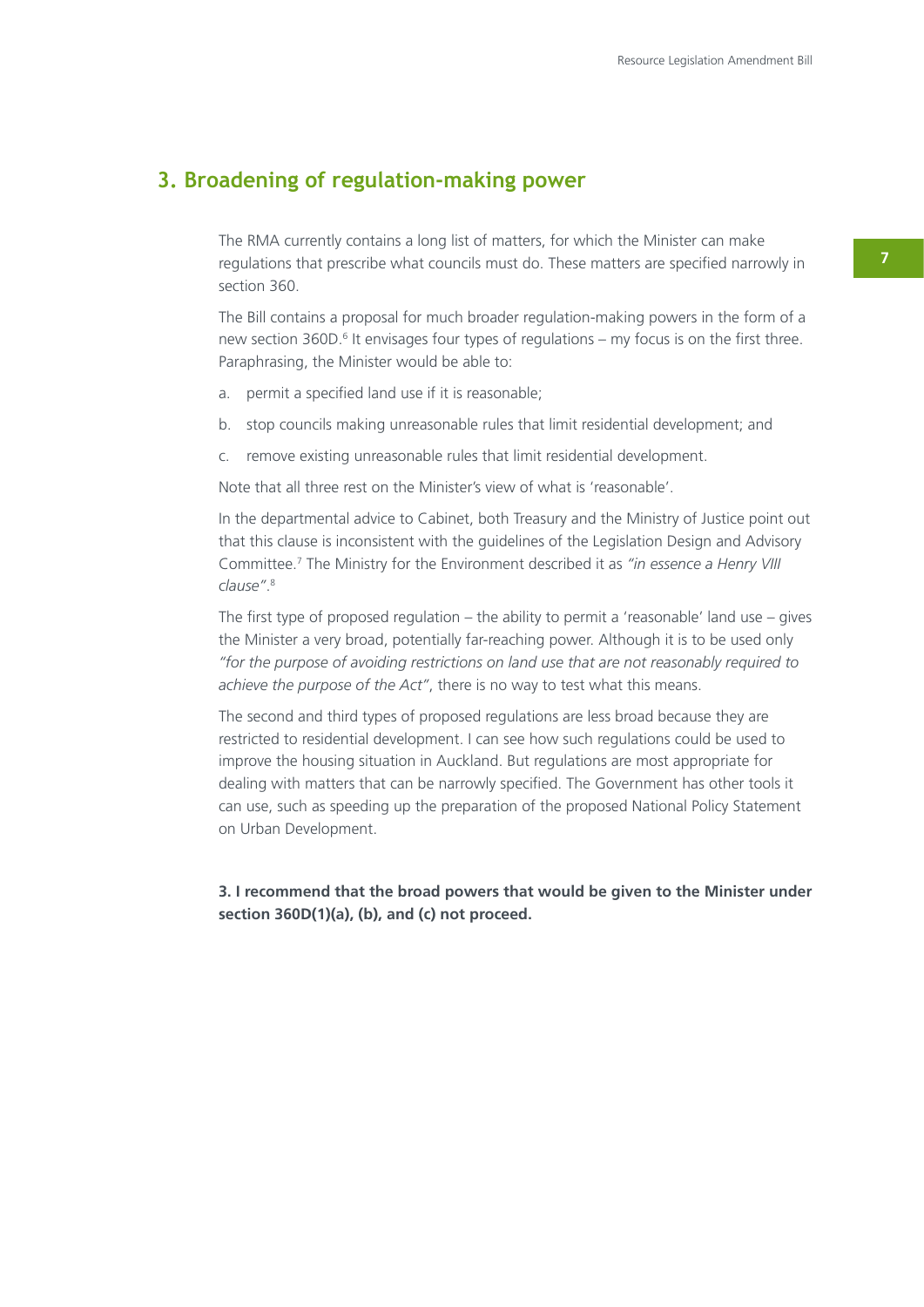## 3. Broadening of regulation-making power

The RMA currently contains a long list of matters, for which the Minister can make regulations that prescribe what councils must do. These matters are specified narrowly in section 360.

The Bill contains a proposal for much broader regulation-making powers in the form of a new section 360D.[6] It envisages four types of regulations – my focus is on the first three. Paraphrasing, the Minister would be able to:

a. permit a specified land use if it is reasonable;

b. stop councils making unreasonable rules that limit residential development; and

c. remove existing unreasonable rules that limit residential development.

Note that all three rest on the Minister's view of what is 'reasonable'.

In the departmental advice to Cabinet, both Treasury and the Ministry of Justice point out that this clause is inconsistent with the guidelines of the Legislation Design and Advisory Committee.[7] The Ministry for the Environment described it as *"in essence a Henry VIII clause"*.[8]

The first type of proposed regulation – the ability to permit a 'reasonable' land use – gives the Minister a very broad, potentially far-reaching power. Although it is to be used only *"for the purpose of avoiding restrictions on land use that are not reasonably required to achieve the purpose of the Act"*, there is no way to test what this means.

The second and third types of proposed regulations are less broad because they are restricted to residential development. I can see how such regulations could be used to improve the housing situation in Auckland. But regulations are most appropriate for dealing with matters that can be narrowly specified. The Government has other tools it can use, such as speeding up the preparation of the proposed National Policy Statement on Urban Development.

**3. I recommend that the broad powers that would be given to the Minister under section 360D(1)(a), (b), and (c) not proceed.**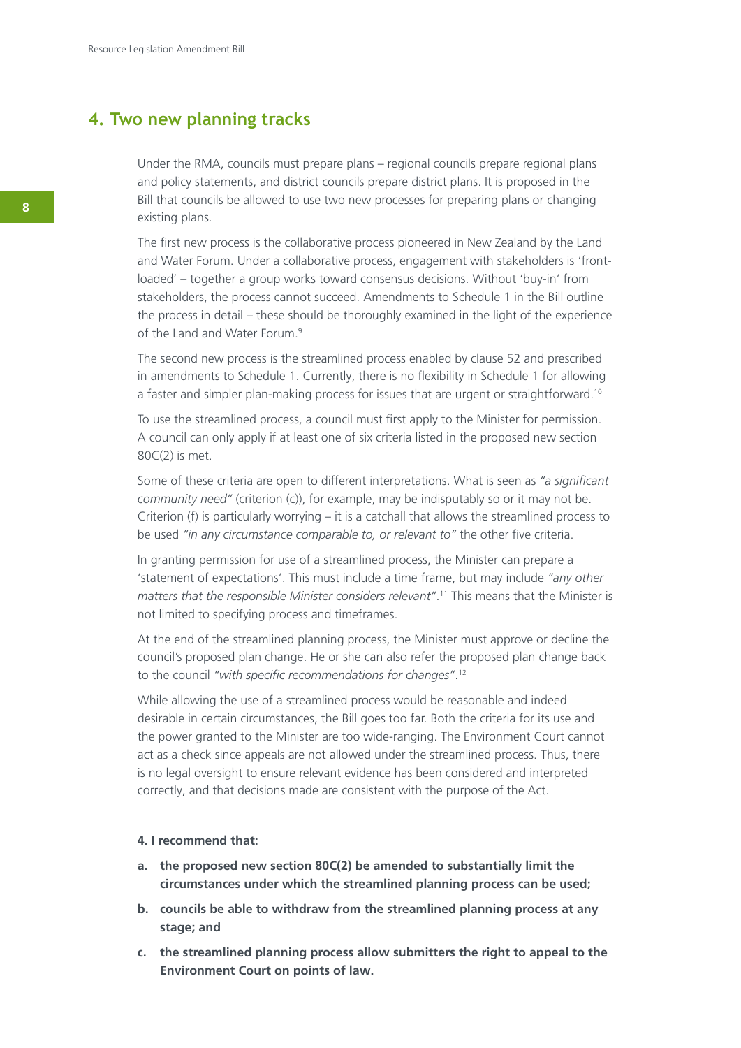## 4. Two new planning tracks

Under the RMA, councils must prepare plans – regional councils prepare regional plans and policy statements, and district councils prepare district plans. It is proposed in the Bill that councils be allowed to use two new processes for preparing plans or changing existing plans.

The first new process is the collaborative process pioneered in New Zealand by the Land and Water Forum. Under a collaborative process, engagement with stakeholders is 'front-loaded' – together a group works toward consensus decisions. Without 'buy-in' from stakeholders, the process cannot succeed. Amendments to Schedule 1 in the Bill outline the process in detail – these should be thoroughly examined in the light of the experience of the Land and Water Forum.[9]

The second new process is the streamlined process enabled by clause 52 and prescribed in amendments to Schedule 1. Currently, there is no flexibility in Schedule 1 for allowing a faster and simpler plan-making process for issues that are urgent or straightforward.[10]

To use the streamlined process, a council must first apply to the Minister for permission. A council can only apply if at least one of six criteria listed in the proposed new section 80C(2) is met.

Some of these criteria are open to different interpretations. What is seen as *"a significant community need"* (criterion (c)), for example, may be indisputably so or it may not be. Criterion (f) is particularly worrying – it is a catchall that allows the streamlined process to be used *"in any circumstance comparable to, or relevant to"* the other five criteria.

In granting permission for use of a streamlined process, the Minister can prepare a 'statement of expectations'. This must include a time frame, but may include *"any other matters that the responsible Minister considers relevant"*.[11] This means that the Minister is not limited to specifying process and timeframes.

At the end of the streamlined planning process, the Minister must approve or decline the council's proposed plan change. He or she can also refer the proposed plan change back to the council *"with specific recommendations for changes"*.[12]

While allowing the use of a streamlined process would be reasonable and indeed desirable in certain circumstances, the Bill goes too far. Both the criteria for its use and the power granted to the Minister are too wide-ranging. The Environment Court cannot act as a check since appeals are not allowed under the streamlined process. Thus, there is no legal oversight to ensure relevant evidence has been considered and interpreted correctly, and that decisions made are consistent with the purpose of the Act.

**4. I recommend that:**

- **a. the proposed new section 80C(2) be amended to substantially limit the circumstances under which the streamlined planning process can be used;**
- **b. councils be able to withdraw from the streamlined planning process at any stage; and**
- **c. the streamlined planning process allow submitters the right to appeal to the Environment Court on points of law.**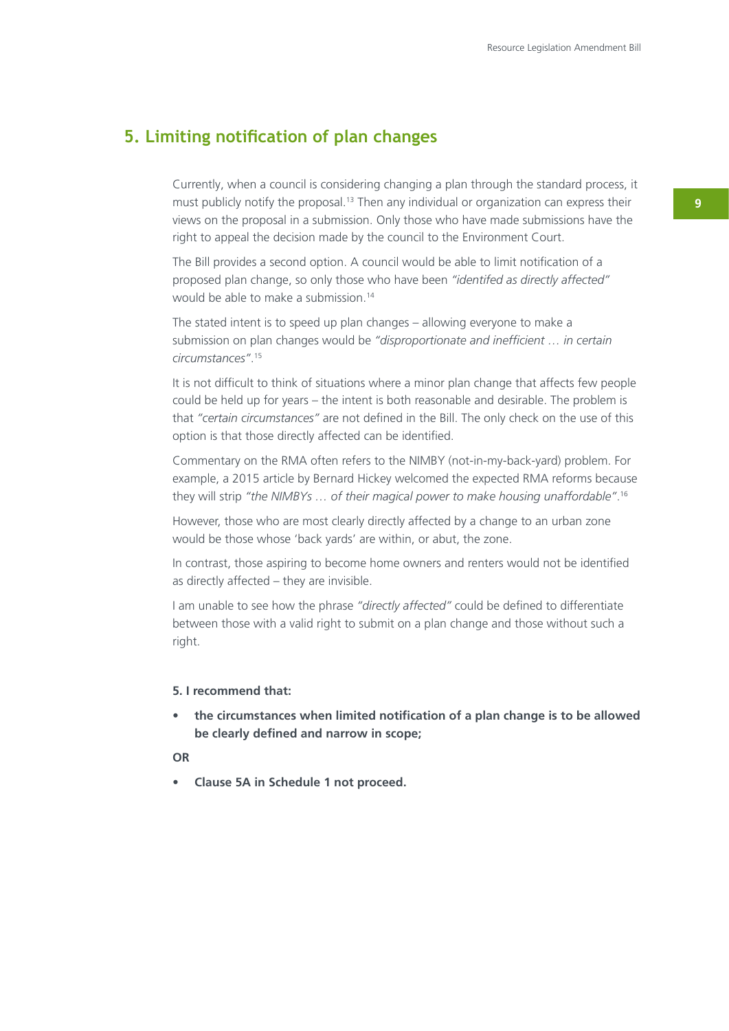## 5. Limiting notification of plan changes

Currently, when a council is considering changing a plan through the standard process, it must publicly notify the proposal.[13] Then any individual or organization can express their views on the proposal in a submission. Only those who have made submissions have the right to appeal the decision made by the council to the Environment Court.

The Bill provides a second option. A council would be able to limit notification of a proposed plan change, so only those who have been *"identifed as directly affected"* would be able to make a submission.[14]

The stated intent is to speed up plan changes – allowing everyone to make a submission on plan changes would be *"disproportionate and inefficient … in certain circumstances"*.[15]

It is not difficult to think of situations where a minor plan change that affects few people could be held up for years – the intent is both reasonable and desirable. The problem is that *"certain circumstances"* are not defined in the Bill. The only check on the use of this option is that those directly affected can be identified.

Commentary on the RMA often refers to the NIMBY (not-in-my-back-yard) problem. For example, a 2015 article by Bernard Hickey welcomed the expected RMA reforms because they will strip *"the NIMBYs … of their magical power to make housing unaffordable"*.[16]

However, those who are most clearly directly affected by a change to an urban zone would be those whose 'back yards' are within, or abut, the zone.

In contrast, those aspiring to become home owners and renters would not be identified as directly affected – they are invisible.

I am unable to see how the phrase *"directly affected"* could be defined to differentiate between those with a valid right to submit on a plan change and those without such a right.

**5. I recommend that:**

- **the circumstances when limited notification of a plan change is to be allowed be clearly defined and narrow in scope;**

**OR**

- **Clause 5A in Schedule 1 not proceed.**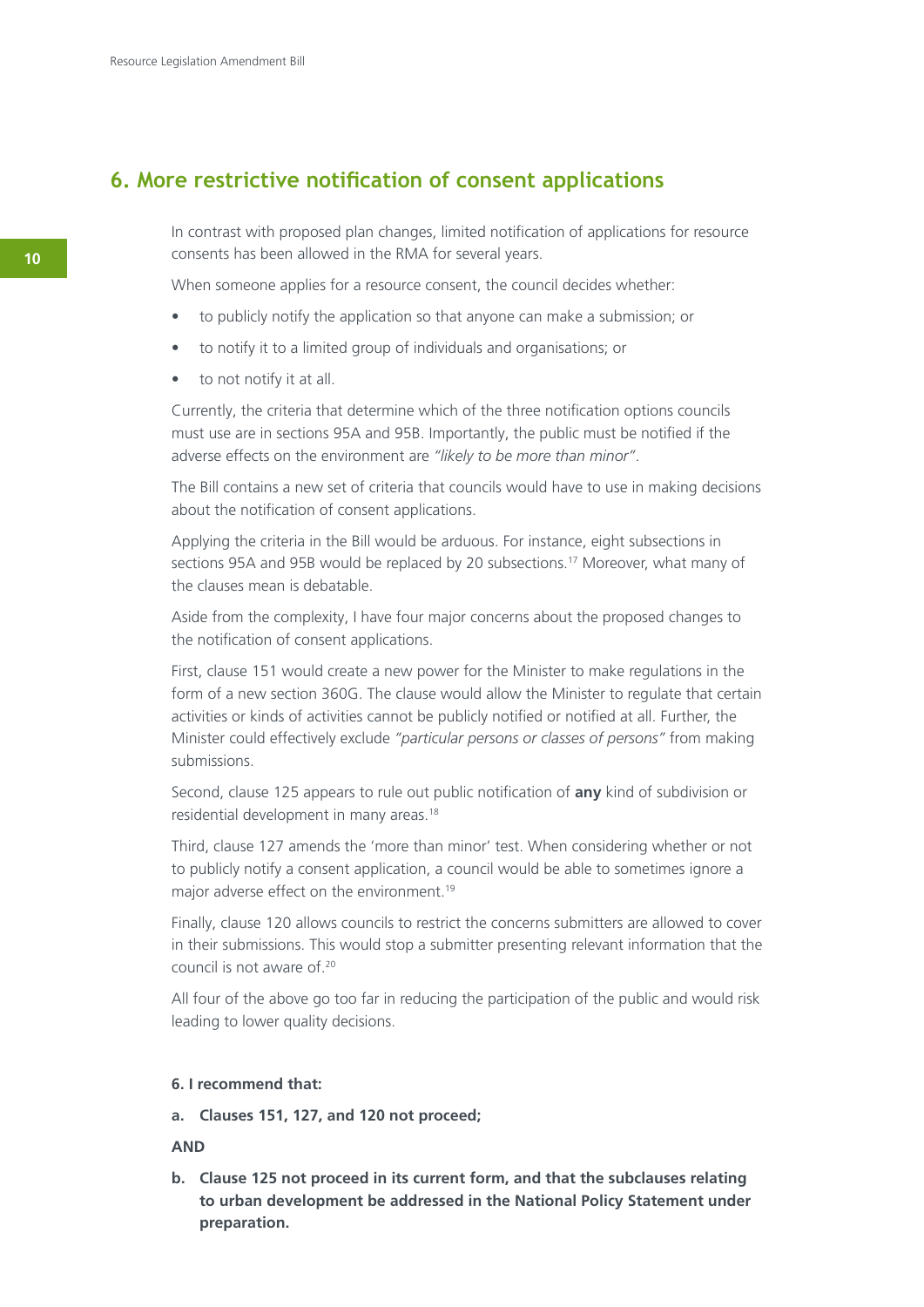## 6. More restrictive notification of consent applications

In contrast with proposed plan changes, limited notification of applications for resource consents has been allowed in the RMA for several years.

When someone applies for a resource consent, the council decides whether:

- to publicly notify the application so that anyone can make a submission; or
- to notify it to a limited group of individuals and organisations; or
- to not notify it at all.

Currently, the criteria that determine which of the three notification options councils must use are in sections 95A and 95B. Importantly, the public must be notified if the adverse effects on the environment are *"likely to be more than minor"*.

The Bill contains a new set of criteria that councils would have to use in making decisions about the notification of consent applications.

Applying the criteria in the Bill would be arduous. For instance, eight subsections in sections 95A and 95B would be replaced by 20 subsections.[17] Moreover, what many of the clauses mean is debatable.

Aside from the complexity, I have four major concerns about the proposed changes to the notification of consent applications.

First, clause 151 would create a new power for the Minister to make regulations in the form of a new section 360G. The clause would allow the Minister to regulate that certain activities or kinds of activities cannot be publicly notified or notified at all. Further, the Minister could effectively exclude *"particular persons or classes of persons"* from making submissions.

Second, clause 125 appears to rule out public notification of **any** kind of subdivision or residential development in many areas.[18]

Third, clause 127 amends the 'more than minor' test. When considering whether or not to publicly notify a consent application, a council would be able to sometimes ignore a major adverse effect on the environment.[19]

Finally, clause 120 allows councils to restrict the concerns submitters are allowed to cover in their submissions. This would stop a submitter presenting relevant information that the council is not aware of.[20]

All four of the above go too far in reducing the participation of the public and would risk leading to lower quality decisions.

**6. I recommend that:**

**a. Clauses 151, 127, and 120 not proceed;**

**AND**

**b. Clause 125 not proceed in its current form, and that the subclauses relating to urban development be addressed in the National Policy Statement under preparation.**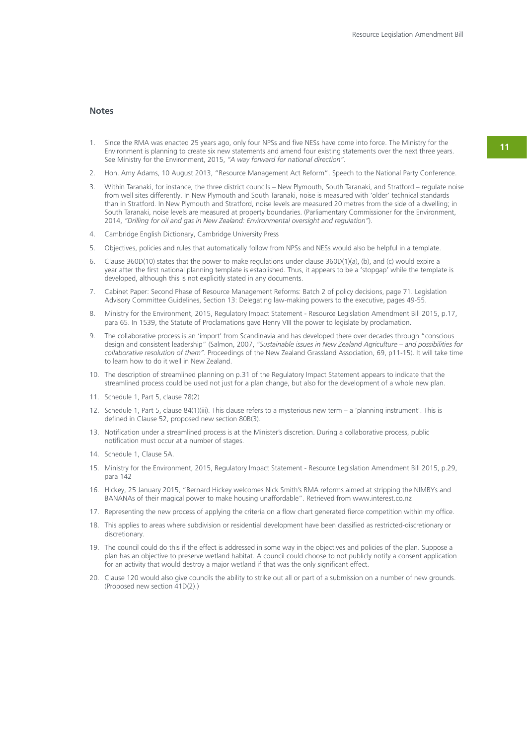## Notes

1. Since the RMA was enacted 25 years ago, only four NPSs and five NESs have come into force. The Ministry for the Environment is planning to create six new statements and amend four existing statements over the next three years. See Ministry for the Environment, 2015, *"A way forward for national direction"*.
2. Hon. Amy Adams, 10 August 2013, "Resource Management Act Reform". Speech to the National Party Conference.
3. Within Taranaki, for instance, the three district councils – New Plymouth, South Taranaki, and Stratford – regulate noise from well sites differently. In New Plymouth and South Taranaki, noise is measured with 'older' technical standards than in Stratford. In New Plymouth and Stratford, noise levels are measured 20 metres from the side of a dwelling; in South Taranaki, noise levels are measured at property boundaries. (Parliamentary Commissioner for the Environment, 2014, *"Drilling for oil and gas in New Zealand: Environmental oversight and regulation"*).
4. Cambridge English Dictionary, Cambridge University Press
5. Objectives, policies and rules that automatically follow from NPSs and NESs would also be helpful in a template.
6. Clause 360D(10) states that the power to make regulations under clause 360D(1)(a), (b), and (c) would expire a year after the first national planning template is established. Thus, it appears to be a 'stopgap' while the template is developed, although this is not explicitly stated in any documents.
7. Cabinet Paper: Second Phase of Resource Management Reforms: Batch 2 of policy decisions, page 71. Legislation Advisory Committee Guidelines, Section 13: Delegating law-making powers to the executive, pages 49-55.
8. Ministry for the Environment, 2015, Regulatory Impact Statement - Resource Legislation Amendment Bill 2015, p.17, para 65. In 1539, the Statute of Proclamations gave Henry VIII the power to legislate by proclamation.
9. The collaborative process is an 'import' from Scandinavia and has developed there over decades through "conscious design and consistent leadership" (Salmon, 2007, *"Sustainable issues in New Zealand Agriculture – and possibilities for collaborative resolution of them"*. Proceedings of the New Zealand Grassland Association, 69, p11-15). It will take time to learn how to do it well in New Zealand.
10. The description of streamlined planning on p.31 of the Regulatory Impact Statement appears to indicate that the streamlined process could be used not just for a plan change, but also for the development of a whole new plan.
11. Schedule 1, Part 5, clause 78(2)
12. Schedule 1, Part 5, clause 84(1)(iii). This clause refers to a mysterious new term – a 'planning instrument'. This is defined in Clause 52, proposed new section 80B(3).
13. Notification under a streamlined process is at the Minister's discretion. During a collaborative process, public notification must occur at a number of stages.
14. Schedule 1, Clause 5A.
15. Ministry for the Environment, 2015, Regulatory Impact Statement - Resource Legislation Amendment Bill 2015, p.29, para 142
16. Hickey, 25 January 2015, "Bernard Hickey welcomes Nick Smith's RMA reforms aimed at stripping the NIMBYs and BANANAs of their magical power to make housing unaffordable". Retrieved from www.interest.co.nz
17. Representing the new process of applying the criteria on a flow chart generated fierce competition within my office.
18. This applies to areas where subdivision or residential development have been classified as restricted-discretionary or discretionary.
19. The council could do this if the effect is addressed in some way in the objectives and policies of the plan. Suppose a plan has an objective to preserve wetland habitat. A council could choose to not publicly notify a consent application for an activity that would destroy a major wetland if that was the only significant effect.
20. Clause 120 would also give councils the ability to strike out all or part of a submission on a number of new grounds. (Proposed new section 41D(2).)